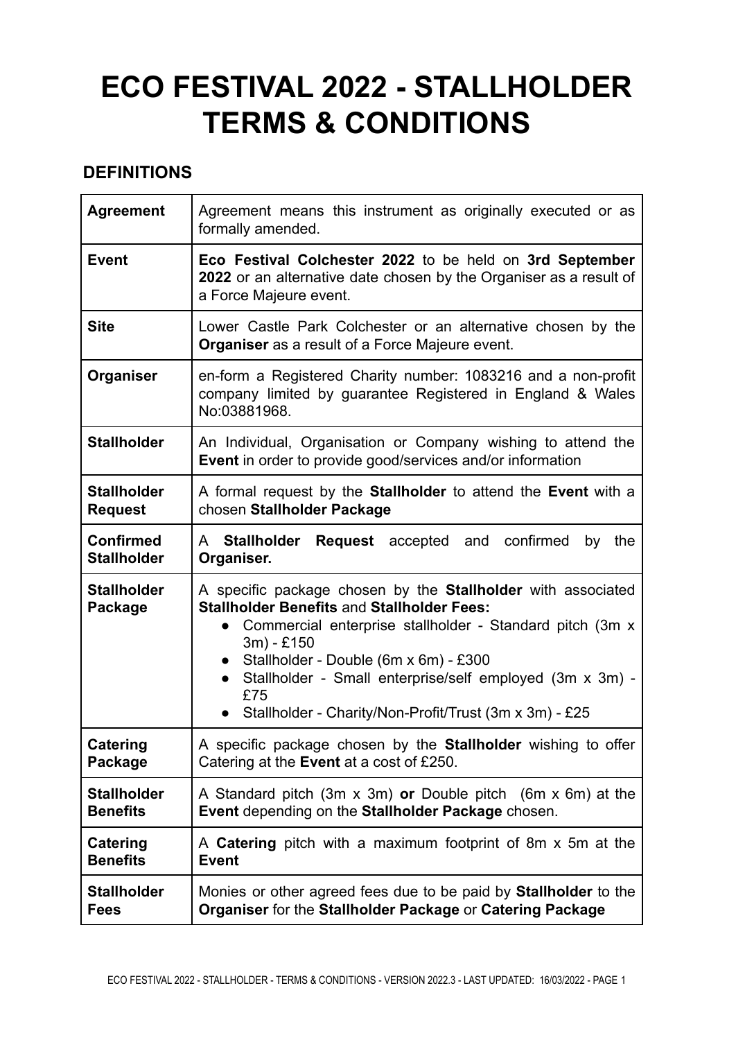# ECO FESTIVAL 2022 - STALLHOLDER TERMS & CONDITIONS

## DEFINITIONS

| | |
|---|---|
| **Agreement** | Agreement means this instrument as originally executed or as formally amended. |
| **Event** | **Eco Festival Colchester 2022** to be held on **3rd September 2022** or an alternative date chosen by the Organiser as a result of a Force Majeure event. |
| **Site** | Lower Castle Park Colchester or an alternative chosen by the **Organiser** as a result of a Force Majeure event. |
| **Organiser** | en-form a Registered Charity number: 1083216 and a non-profit company limited by guarantee Registered in England & Wales No:03881968. |
| **Stallholder** | An Individual, Organisation or Company wishing to attend the **Event** in order to provide good/services and/or information |
| **Stallholder Request** | A formal request by the **Stallholder** to attend the **Event** with a chosen **Stallholder Package** |
| **Confirmed Stallholder** | A **Stallholder Request** accepted and confirmed by the **Organiser.** |
| **Stallholder Package** | A specific package chosen by the **Stallholder** with associated **Stallholder Benefits** and **Stallholder Fees:**<br>● Commercial enterprise stallholder - Standard pitch (3m x 3m) - £150<br>● Stallholder - Double (6m x 6m) - £300<br>● Stallholder - Small enterprise/self employed (3m x 3m) - £75<br>● Stallholder - Charity/Non-Profit/Trust (3m x 3m) - £25 |
| **Catering Package** | A specific package chosen by the **Stallholder** wishing to offer Catering at the **Event** at a cost of £250. |
| **Stallholder Benefits** | A Standard pitch (3m x 3m) **or** Double pitch (6m x 6m) at the **Event** depending on the **Stallholder Package** chosen. |
| **Catering Benefits** | A **Catering** pitch with a maximum footprint of 8m x 5m at the **Event** |
| **Stallholder Fees** | Monies or other agreed fees due to be paid by **Stallholder** to the **Organiser** for the **Stallholder Package** or **Catering Package** |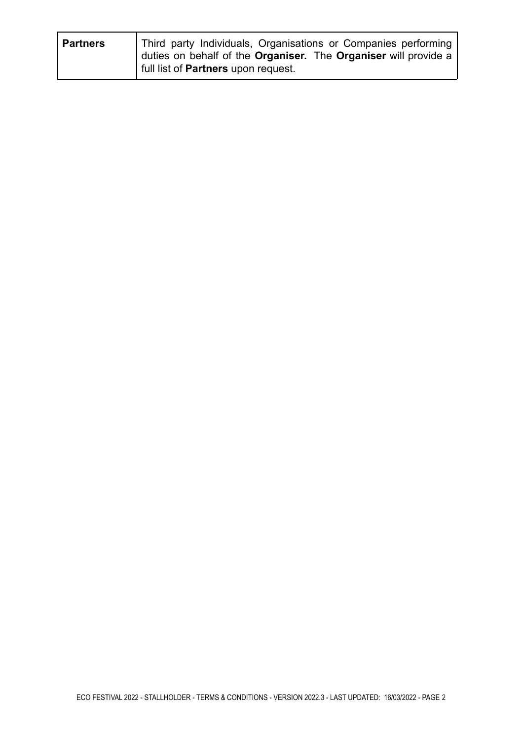| **Partners** | Third party Individuals, Organisations or Companies performing duties on behalf of the **Organiser.** The **Organiser** will provide a full list of **Partners** upon request. |
|---|---|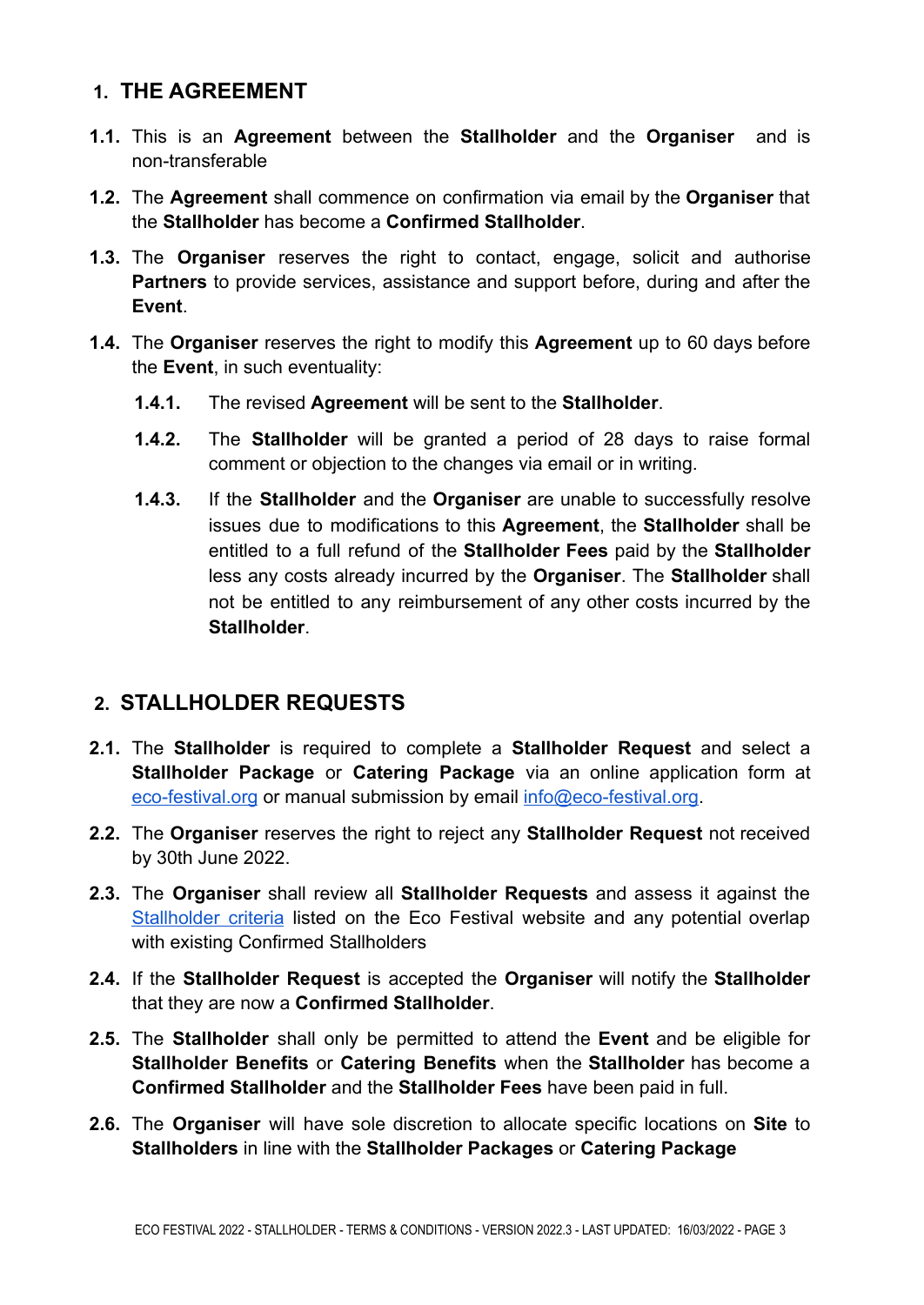## 1. THE AGREEMENT

**1.1.** This is an **Agreement** between the **Stallholder** and the **Organiser** and is non-transferable

**1.2.** The **Agreement** shall commence on confirmation via email by the **Organiser** that the **Stallholder** has become a **Confirmed Stallholder**.

**1.3.** The **Organiser** reserves the right to contact, engage, solicit and authorise **Partners** to provide services, assistance and support before, during and after the **Event**.

**1.4.** The **Organiser** reserves the right to modify this **Agreement** up to 60 days before the **Event**, in such eventuality:

- **1.4.1.** The revised **Agreement** will be sent to the **Stallholder**.
- **1.4.2.** The **Stallholder** will be granted a period of 28 days to raise formal comment or objection to the changes via email or in writing.
- **1.4.3.** If the **Stallholder** and the **Organiser** are unable to successfully resolve issues due to modifications to this **Agreement**, the **Stallholder** shall be entitled to a full refund of the **Stallholder Fees** paid by the **Stallholder** less any costs already incurred by the **Organiser**. The **Stallholder** shall not be entitled to any reimbursement of any other costs incurred by the **Stallholder**.

## 2. STALLHOLDER REQUESTS

**2.1.** The **Stallholder** is required to complete a **Stallholder Request** and select a **Stallholder Package** or **Catering Package** via an online application form at [eco-festival.org](eco-festival.org) or manual submission by email [info@eco-festival.org](mailto:info@eco-festival.org).

**2.2.** The **Organiser** reserves the right to reject any **Stallholder Request** not received by 30th June 2022.

**2.3.** The **Organiser** shall review all **Stallholder Requests** and assess it against the Stallholder criteria listed on the Eco Festival website and any potential overlap with existing Confirmed Stallholders

**2.4.** If the **Stallholder Request** is accepted the **Organiser** will notify the **Stallholder** that they are now a **Confirmed Stallholder**.

**2.5.** The **Stallholder** shall only be permitted to attend the **Event** and be eligible for **Stallholder Benefits** or **Catering Benefits** when the **Stallholder** has become a **Confirmed Stallholder** and the **Stallholder Fees** have been paid in full.

**2.6.** The **Organiser** will have sole discretion to allocate specific locations on **Site** to **Stallholders** in line with the **Stallholder Packages** or **Catering Package**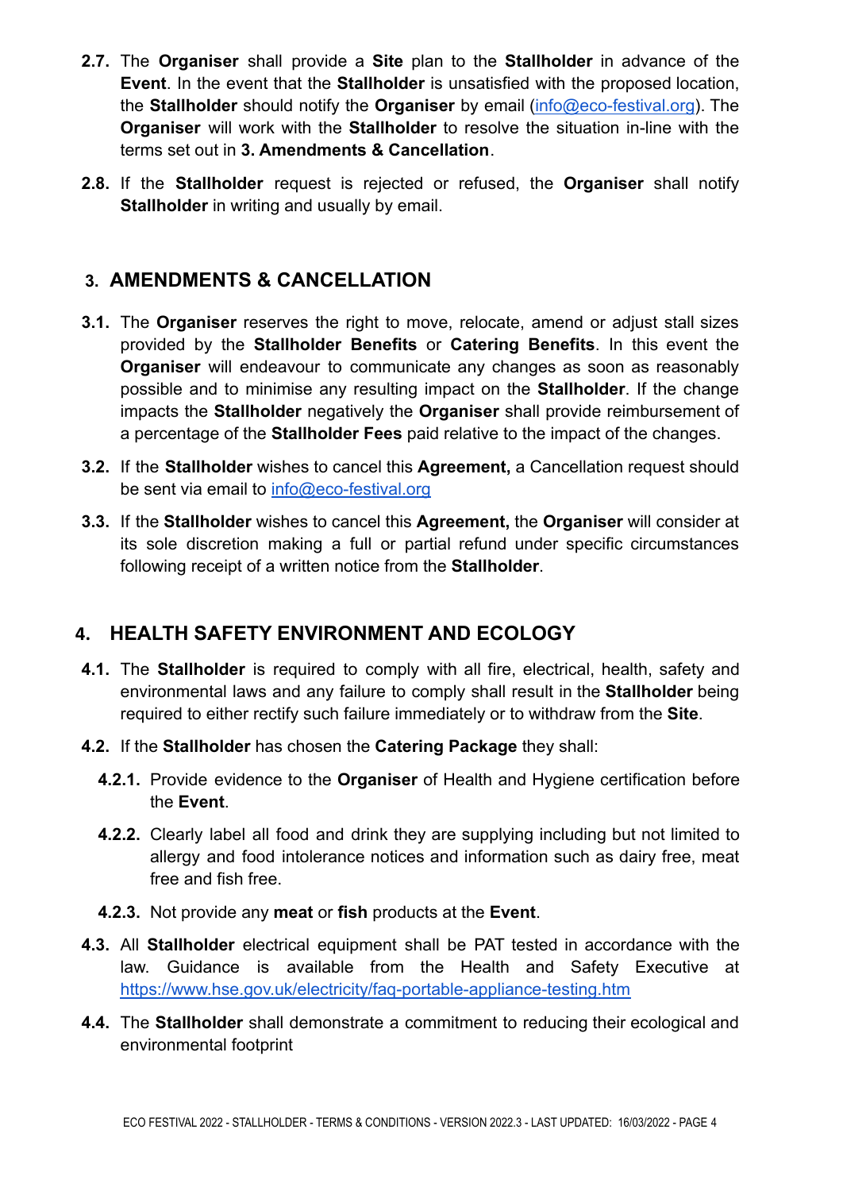**2.7.** The **Organiser** shall provide a **Site** plan to the **Stallholder** in advance of the **Event**. In the event that the **Stallholder** is unsatisfied with the proposed location, the **Stallholder** should notify the **Organiser** by email ([info@eco-festival.org](mailto:info@eco-festival.org)). The **Organiser** will work with the **Stallholder** to resolve the situation in-line with the terms set out in **3. Amendments & Cancellation**.

**2.8.** If the **Stallholder** request is rejected or refused, the **Organiser** shall notify **Stallholder** in writing and usually by email.

## 3. AMENDMENTS & CANCELLATION

**3.1.** The **Organiser** reserves the right to move, relocate, amend or adjust stall sizes provided by the **Stallholder Benefits** or **Catering Benefits**. In this event the **Organiser** will endeavour to communicate any changes as soon as reasonably possible and to minimise any resulting impact on the **Stallholder**. If the change impacts the **Stallholder** negatively the **Organiser** shall provide reimbursement of a percentage of the **Stallholder Fees** paid relative to the impact of the changes.

**3.2.** If the **Stallholder** wishes to cancel this **Agreement,** a Cancellation request should be sent via email to [info@eco-festival.org](mailto:info@eco-festival.org)

**3.3.** If the **Stallholder** wishes to cancel this **Agreement,** the **Organiser** will consider at its sole discretion making a full or partial refund under specific circumstances following receipt of a written notice from the **Stallholder**.

## 4. HEALTH SAFETY ENVIRONMENT AND ECOLOGY

**4.1.** The **Stallholder** is required to comply with all fire, electrical, health, safety and environmental laws and any failure to comply shall result in the **Stallholder** being required to either rectify such failure immediately or to withdraw from the **Site**.

**4.2.** If the **Stallholder** has chosen the **Catering Package** they shall:

- **4.2.1.** Provide evidence to the **Organiser** of Health and Hygiene certification before the **Event**.
- **4.2.2.** Clearly label all food and drink they are supplying including but not limited to allergy and food intolerance notices and information such as dairy free, meat free and fish free.
- **4.2.3.** Not provide any **meat** or **fish** products at the **Event**.

**4.3.** All **Stallholder** electrical equipment shall be PAT tested in accordance with the law. Guidance is available from the Health and Safety Executive at [https://www.hse.gov.uk/electricity/faq-portable-appliance-testing.htm](https://www.hse.gov.uk/electricity/faq-portable-appliance-testing.htm)

**4.4.** The **Stallholder** shall demonstrate a commitment to reducing their ecological and environmental footprint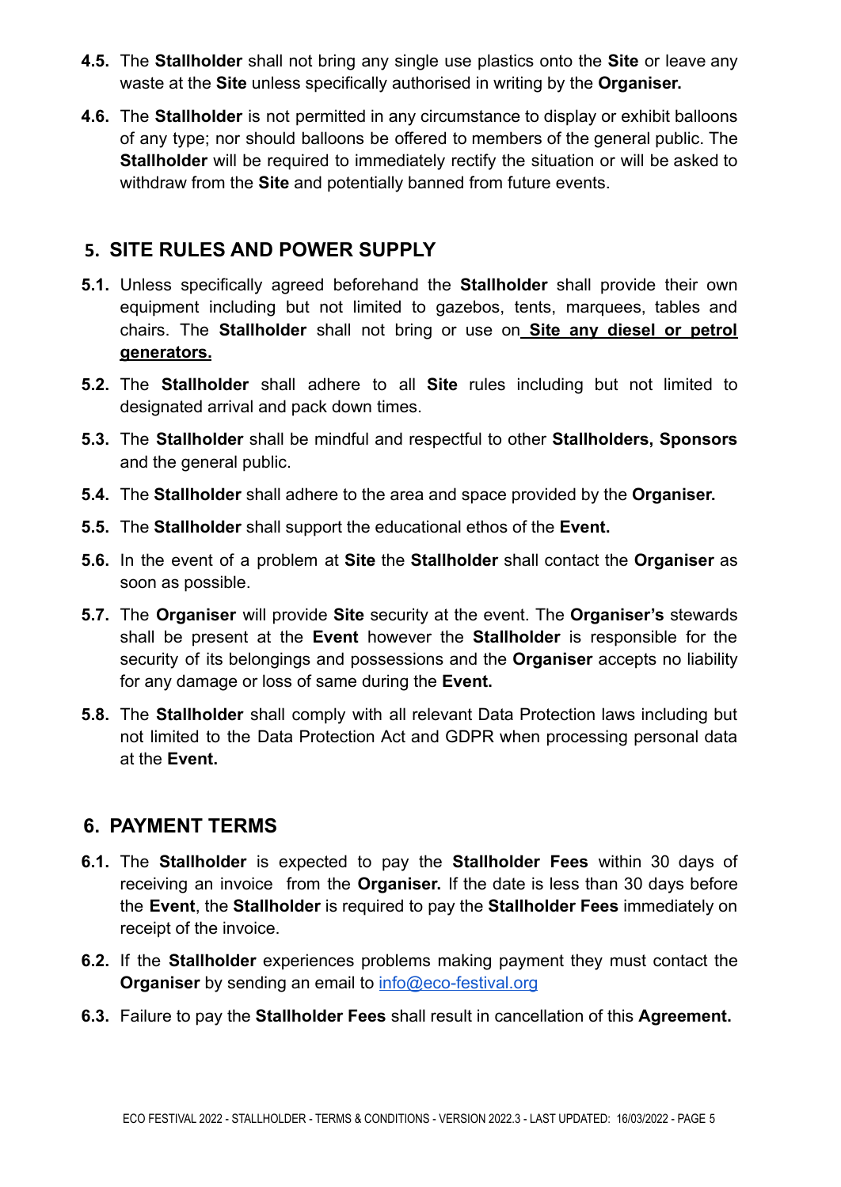**4.5.** The **Stallholder** shall not bring any single use plastics onto the **Site** or leave any waste at the **Site** unless specifically authorised in writing by the **Organiser.**

**4.6.** The **Stallholder** is not permitted in any circumstance to display or exhibit balloons of any type; nor should balloons be offered to members of the general public. The **Stallholder** will be required to immediately rectify the situation or will be asked to withdraw from the **Site** and potentially banned from future events.

## 5. SITE RULES AND POWER SUPPLY

**5.1.** Unless specifically agreed beforehand the **Stallholder** shall provide their own equipment including but not limited to gazebos, tents, marquees, tables and chairs. The **Stallholder** shall not bring or use on **<u>Site any diesel or petrol generators.</u>**

**5.2.** The **Stallholder** shall adhere to all **Site** rules including but not limited to designated arrival and pack down times.

**5.3.** The **Stallholder** shall be mindful and respectful to other **Stallholders, Sponsors** and the general public.

**5.4.** The **Stallholder** shall adhere to the area and space provided by the **Organiser.**

**5.5.** The **Stallholder** shall support the educational ethos of the **Event.**

**5.6.** In the event of a problem at **Site** the **Stallholder** shall contact the **Organiser** as soon as possible.

**5.7.** The **Organiser** will provide **Site** security at the event. The **Organiser's** stewards shall be present at the **Event** however the **Stallholder** is responsible for the security of its belongings and possessions and the **Organiser** accepts no liability for any damage or loss of same during the **Event.**

**5.8.** The **Stallholder** shall comply with all relevant Data Protection laws including but not limited to the Data Protection Act and GDPR when processing personal data at the **Event.**

## 6. PAYMENT TERMS

**6.1.** The **Stallholder** is expected to pay the **Stallholder Fees** within 30 days of receiving an invoice from the **Organiser.** If the date is less than 30 days before the **Event**, the **Stallholder** is required to pay the **Stallholder Fees** immediately on receipt of the invoice.

**6.2.** If the **Stallholder** experiences problems making payment they must contact the **Organiser** by sending an email to info@eco-festival.org

**6.3.** Failure to pay the **Stallholder Fees** shall result in cancellation of this **Agreement.**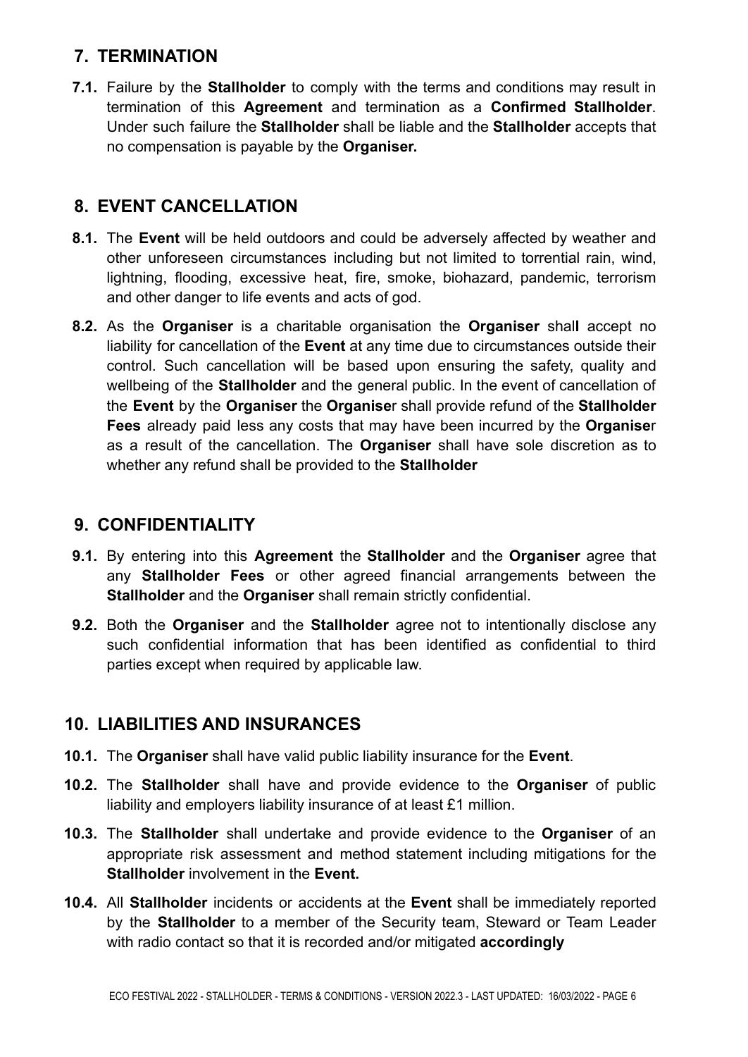## 7. TERMINATION

**7.1.** Failure by the **Stallholder** to comply with the terms and conditions may result in termination of this **Agreement** and termination as a **Confirmed Stallholder**. Under such failure the **Stallholder** shall be liable and the **Stallholder** accepts that no compensation is payable by the **Organiser.**

## 8. EVENT CANCELLATION

**8.1.** The **Event** will be held outdoors and could be adversely affected by weather and other unforeseen circumstances including but not limited to torrential rain, wind, lightning, flooding, excessive heat, fire, smoke, biohazard, pandemic, terrorism and other danger to life events and acts of god.

**8.2.** As the **Organiser** is a charitable organisation the **Organiser** shal**l** accept no liability for cancellation of the **Event** at any time due to circumstances outside their control. Such cancellation will be based upon ensuring the safety, quality and wellbeing of the **Stallholder** and the general public. In the event of cancellation of the **Event** by the **Organiser** the **Organise**r shall provide refund of the **Stallholder Fees** already paid less any costs that may have been incurred by the **Organise**r as a result of the cancellation. The **Organiser** shall have sole discretion as to whether any refund shall be provided to the **Stallholder**

## 9. CONFIDENTIALITY

**9.1.** By entering into this **Agreement** the **Stallholder** and the **Organiser** agree that any **Stallholder Fees** or other agreed financial arrangements between the **Stallholder** and the **Organiser** shall remain strictly confidential.

**9.2.** Both the **Organiser** and the **Stallholder** agree not to intentionally disclose any such confidential information that has been identified as confidential to third parties except when required by applicable law.

## 10. LIABILITIES AND INSURANCES

**10.1.** The **Organiser** shall have valid public liability insurance for the **Event**.

**10.2.** The **Stallholder** shall have and provide evidence to the **Organiser** of public liability and employers liability insurance of at least £1 million.

**10.3.** The **Stallholder** shall undertake and provide evidence to the **Organiser** of an appropriate risk assessment and method statement including mitigations for the **Stallholder** involvement in the **Event.**

**10.4.** All **Stallholder** incidents or accidents at the **Event** shall be immediately reported by the **Stallholder** to a member of the Security team, Steward or Team Leader with radio contact so that it is recorded and/or mitigated **accordingly**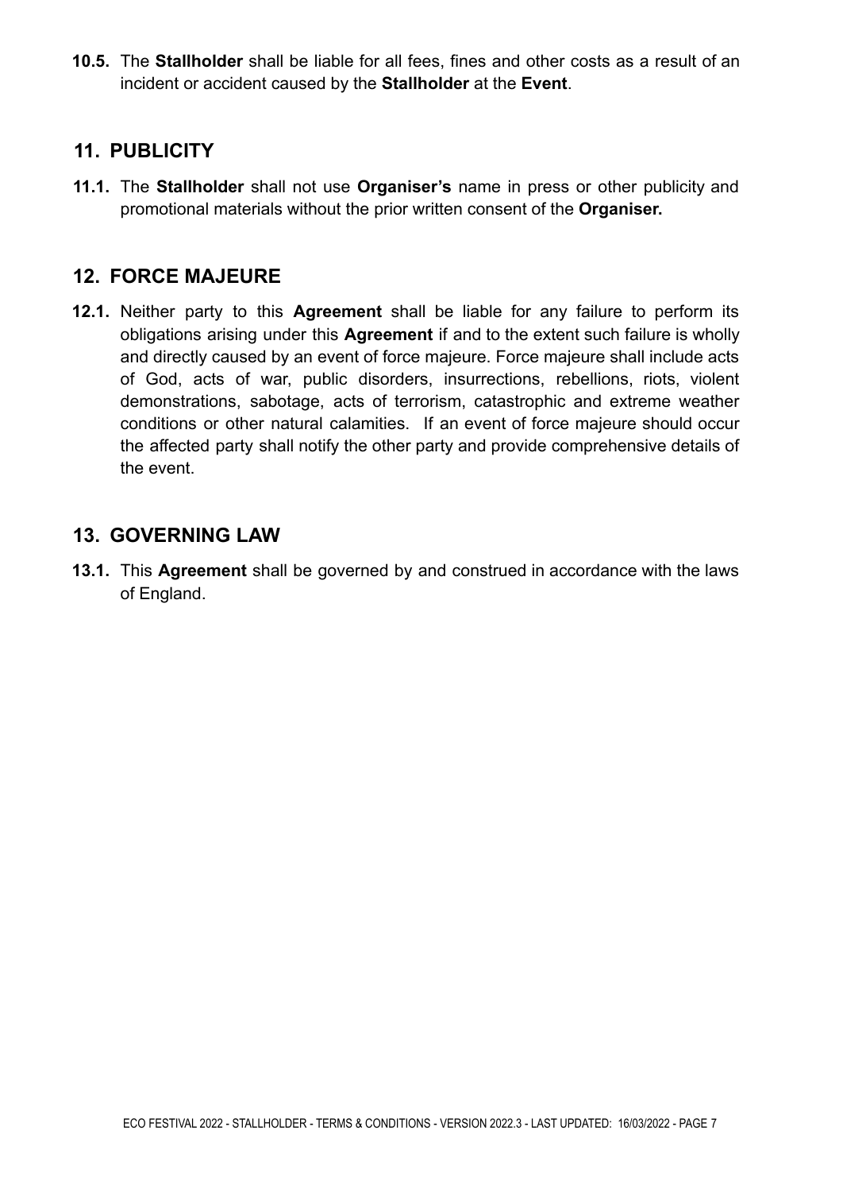**10.5.** The **Stallholder** shall be liable for all fees, fines and other costs as a result of an incident or accident caused by the **Stallholder** at the **Event**.

## 11. PUBLICITY

**11.1.** The **Stallholder** shall not use **Organiser's** name in press or other publicity and promotional materials without the prior written consent of the **Organiser.**

## 12. FORCE MAJEURE

**12.1.** Neither party to this **Agreement** shall be liable for any failure to perform its obligations arising under this **Agreement** if and to the extent such failure is wholly and directly caused by an event of force majeure. Force majeure shall include acts of God, acts of war, public disorders, insurrections, rebellions, riots, violent demonstrations, sabotage, acts of terrorism, catastrophic and extreme weather conditions or other natural calamities. If an event of force majeure should occur the affected party shall notify the other party and provide comprehensive details of the event.

## 13. GOVERNING LAW

**13.1.** This **Agreement** shall be governed by and construed in accordance with the laws of England.